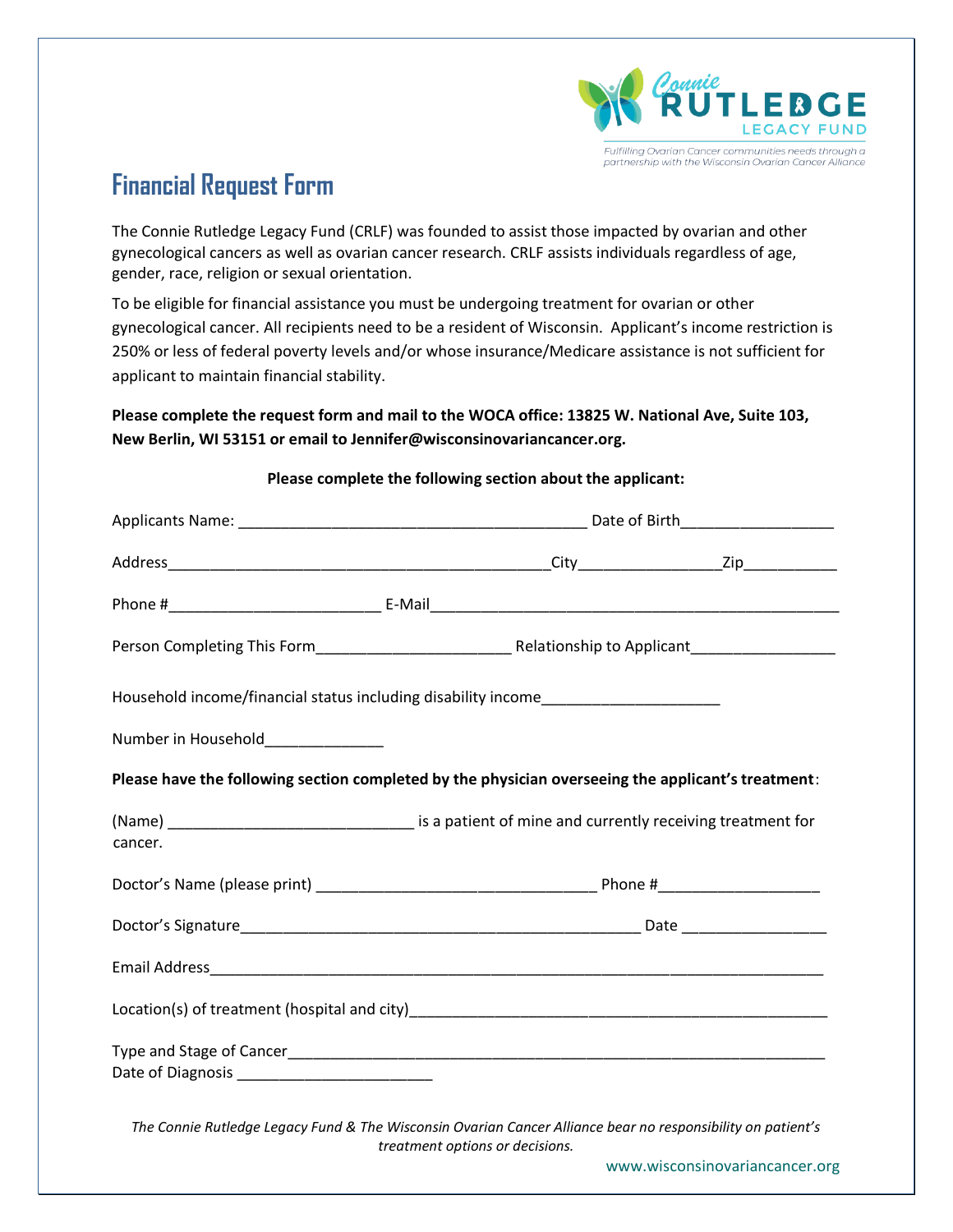Connie RUTLEDGE LEGACY FUND

*Fulfilling Ovarian Cancer communities needs through a partnership with the Wisconsin Ovarian Cancer Alliance*

# Financial Request Form

The Connie Rutledge Legacy Fund (CRLF) was founded to assist those impacted by ovarian and other gynecological cancers as well as ovarian cancer research. CRLF assists individuals regardless of age, gender, race, religion or sexual orientation.

To be eligible for financial assistance you must be undergoing treatment for ovarian or other gynecological cancer. All recipients need to be a resident of Wisconsin. Applicant's income restriction is 250% or less of federal poverty levels and/or whose insurance/Medicare assistance is not sufficient for applicant to maintain financial stability.

**Please complete the request form and mail to the WOCA office: 13825 W. National Ave, Suite 103, New Berlin, WI 53151 or email to Jennifer@wisconsinovariancancer.org.**

**Please complete the following section about the applicant:**

Applicants Name: __________________________________________ Date of Birth__________________

Address______________________________________________City________________Zip___________

Phone #_________________________ E-Mail_________________________________________________

Person Completing This Form_______________________ Relationship to Applicant_________________

Household income/financial status including disability income_____________________

Number in Household______________

**Please have the following section completed by the physician overseeing the applicant's treatment**:

(Name) _____________________________ is a patient of mine and currently receiving treatment for cancer.

Doctor's Name (please print) _________________________________ Phone #__________________

Doctor's Signature_______________________________________________ Date ________________

Email Address_____________________________________________________________________

Location(s) of treatment (hospital and city)________________________________________________

Type and Stage of Cancer___________________________________________________________

Date of Diagnosis _______________________

*The Connie Rutledge Legacy Fund & The Wisconsin Ovarian Cancer Alliance bear no responsibility on patient's treatment options or decisions.*

www.wisconsinovariancancer.org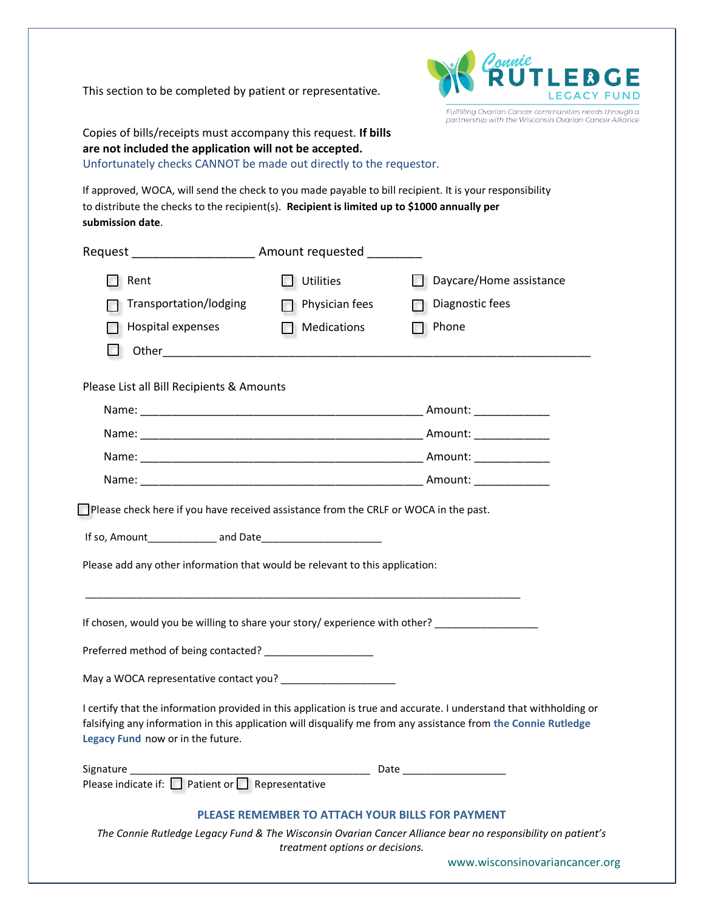This section to be completed by patient or representative.

Connie RUTLEDGE LEGACY FUND

*Fulfilling Ovarian Cancer communities needs through a partnership with the Wisconsin Ovarian Cancer Alliance*

Copies of bills/receipts must accompany this request. **If bills are not included the application will not be accepted.**
Unfortunately checks CANNOT be made out directly to the requestor.

If approved, WOCA, will send the check to you made payable to bill recipient. It is your responsibility to distribute the checks to the recipient(s). **Recipient is limited up to $1000 annually per submission date**.

Request ___________________ Amount requested ________

- ☐ Rent
- ☐ Utilities
- ☐ Daycare/Home assistance
- ☐ Transportation/lodging
- ☐ Physician fees
- ☐ Diagnostic fees
- ☐ Hospital expenses
- ☐ Medications
- ☐ Phone
- ☐ Other_________________________________________________________________

Please List all Bill Recipients & Amounts

Name: ______________________________________________ Amount: ____________

Name: ______________________________________________ Amount: ____________

Name: ______________________________________________ Amount: ____________

Name: ______________________________________________ Amount: ____________

☐ Please check here if you have received assistance from the CRLF or WOCA in the past.

If so, Amount____________ and Date_____________________

Please add any other information that would be relevant to this application:

__________________________________________________________________________

If chosen, would you be willing to share your story/ experience with other? _________________

Preferred method of being contacted? __________________

May a WOCA representative contact you? ___________________

I certify that the information provided in this application is true and accurate. I understand that withholding or falsifying any information in this application will disqualify me from any assistance from **the Connie Rutledge Legacy Fund** now or in the future.

Signature __________________________________________ Date __________________

Please indicate if: ☐ Patient or ☐ Representative

**PLEASE REMEMBER TO ATTACH YOUR BILLS FOR PAYMENT**

*The Connie Rutledge Legacy Fund & The Wisconsin Ovarian Cancer Alliance bear no responsibility on patient's treatment options or decisions.*

www.wisconsinovariancancer.org